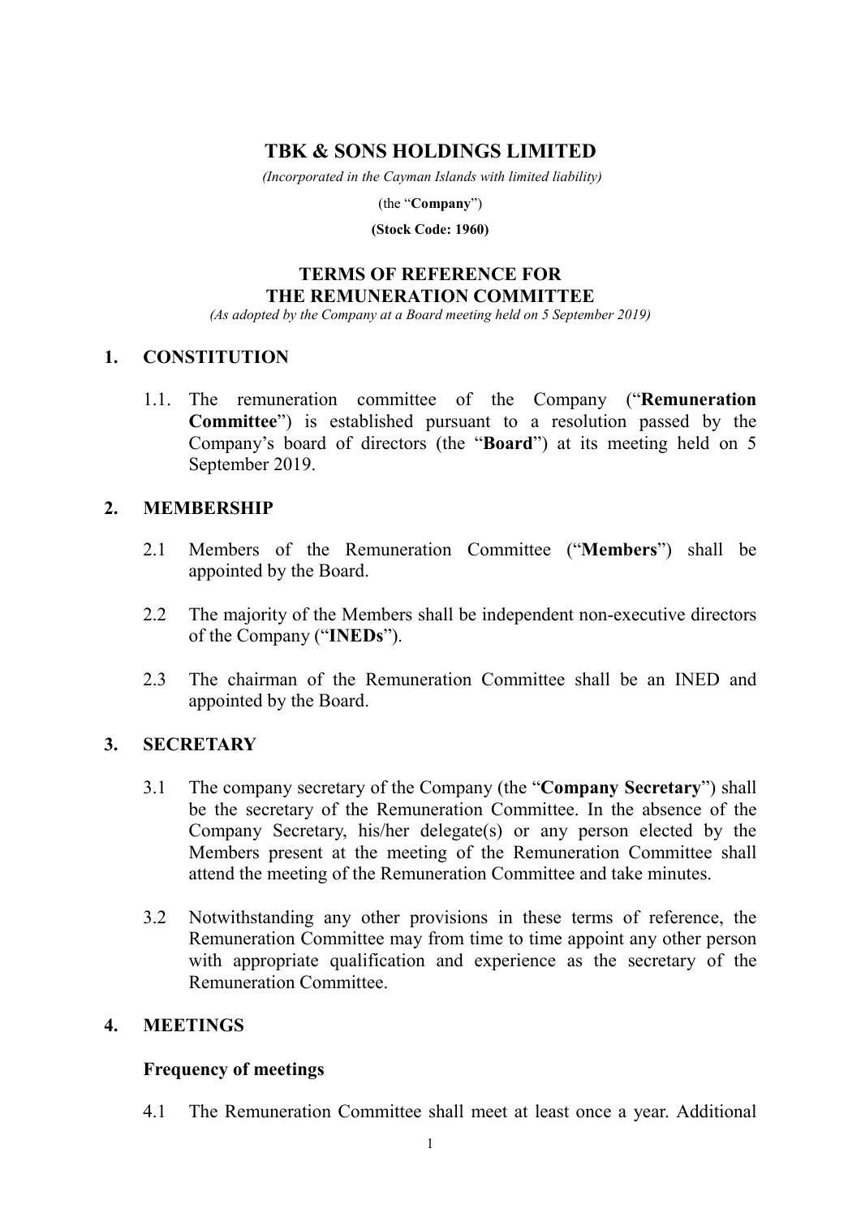# TBK & SONS HOLDINGS LIMITED

*(Incorporated in the Cayman Islands with limited liability)*

(the "**Company**")

**(Stock Code: 1960)**

## TERMS OF REFERENCE FOR THE REMUNERATION COMMITTEE

*(As adopted by the Company at a Board meeting held on 5 September 2019)*

### 1. CONSTITUTION

1.1. The remuneration committee of the Company ("**Remuneration Committee**") is established pursuant to a resolution passed by the Company's board of directors (the "**Board**") at its meeting held on 5 September 2019.

### 2. MEMBERSHIP

2.1 Members of the Remuneration Committee ("**Members**") shall be appointed by the Board.

2.2 The majority of the Members shall be independent non-executive directors of the Company ("**INEDs**").

2.3 The chairman of the Remuneration Committee shall be an INED and appointed by the Board.

### 3. SECRETARY

3.1 The company secretary of the Company (the "**Company Secretary**") shall be the secretary of the Remuneration Committee. In the absence of the Company Secretary, his/her delegate(s) or any person elected by the Members present at the meeting of the Remuneration Committee shall attend the meeting of the Remuneration Committee and take minutes.

3.2 Notwithstanding any other provisions in these terms of reference, the Remuneration Committee may from time to time appoint any other person with appropriate qualification and experience as the secretary of the Remuneration Committee.

### 4. MEETINGS

**Frequency of meetings**

4.1 The Remuneration Committee shall meet at least once a year. Additional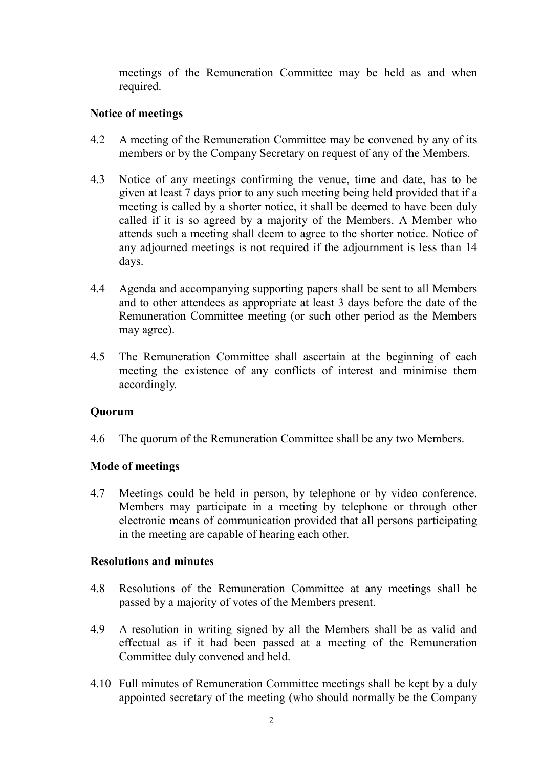meetings of the Remuneration Committee may be held as and when required.

**Notice of meetings**

4.2 A meeting of the Remuneration Committee may be convened by any of its members or by the Company Secretary on request of any of the Members.

4.3 Notice of any meetings confirming the venue, time and date, has to be given at least 7 days prior to any such meeting being held provided that if a meeting is called by a shorter notice, it shall be deemed to have been duly called if it is so agreed by a majority of the Members. A Member who attends such a meeting shall deem to agree to the shorter notice. Notice of any adjourned meetings is not required if the adjournment is less than 14 days.

4.4 Agenda and accompanying supporting papers shall be sent to all Members and to other attendees as appropriate at least 3 days before the date of the Remuneration Committee meeting (or such other period as the Members may agree).

4.5 The Remuneration Committee shall ascertain at the beginning of each meeting the existence of any conflicts of interest and minimise them accordingly.

**Quorum**

4.6 The quorum of the Remuneration Committee shall be any two Members.

**Mode of meetings**

4.7 Meetings could be held in person, by telephone or by video conference. Members may participate in a meeting by telephone or through other electronic means of communication provided that all persons participating in the meeting are capable of hearing each other.

**Resolutions and minutes**

4.8 Resolutions of the Remuneration Committee at any meetings shall be passed by a majority of votes of the Members present.

4.9 A resolution in writing signed by all the Members shall be as valid and effectual as if it had been passed at a meeting of the Remuneration Committee duly convened and held.

4.10 Full minutes of Remuneration Committee meetings shall be kept by a duly appointed secretary of the meeting (who should normally be the Company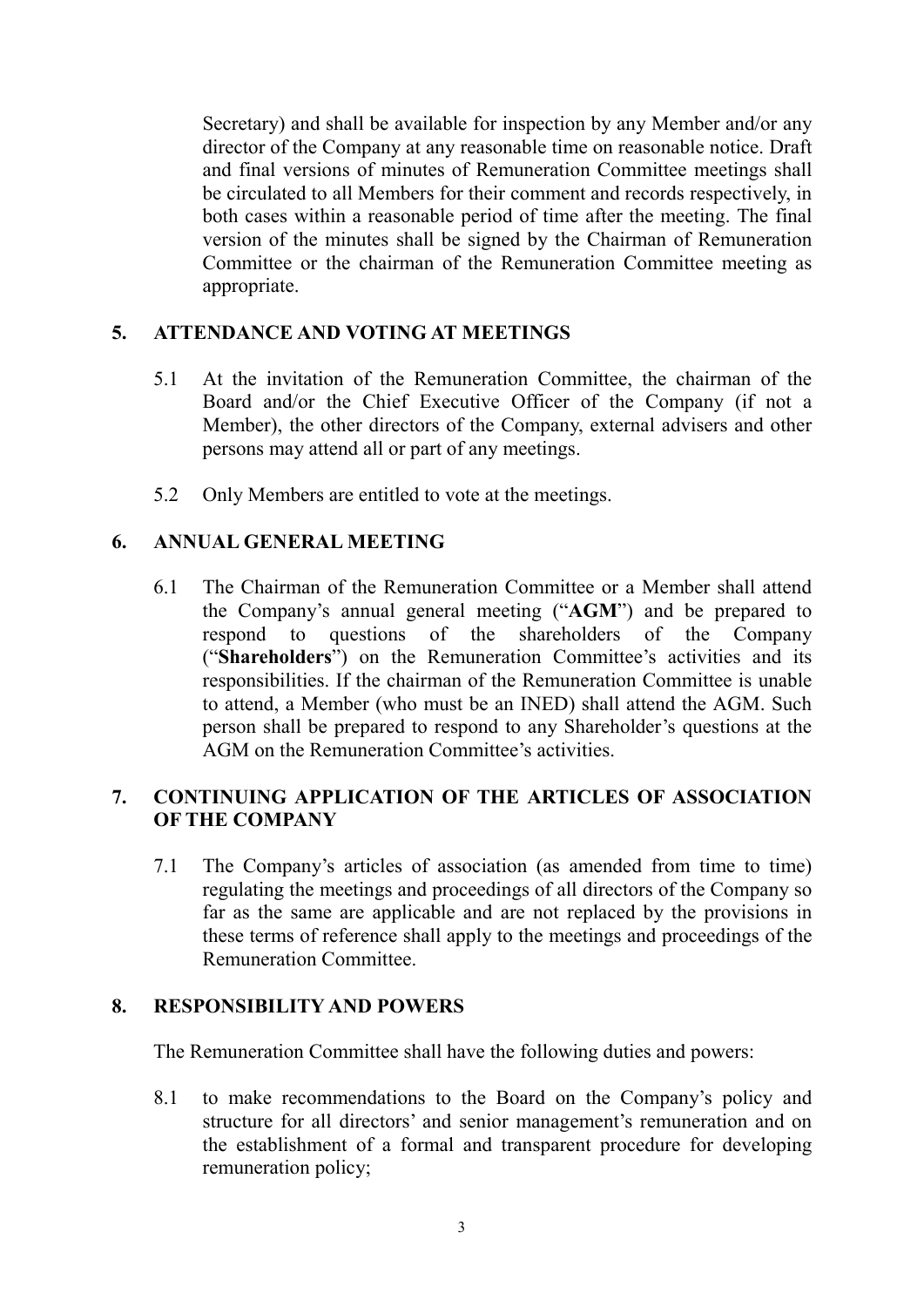Secretary) and shall be available for inspection by any Member and/or any director of the Company at any reasonable time on reasonable notice. Draft and final versions of minutes of Remuneration Committee meetings shall be circulated to all Members for their comment and records respectively, in both cases within a reasonable period of time after the meeting. The final version of the minutes shall be signed by the Chairman of Remuneration Committee or the chairman of the Remuneration Committee meeting as appropriate.

## 5. ATTENDANCE AND VOTING AT MEETINGS

5.1 At the invitation of the Remuneration Committee, the chairman of the Board and/or the Chief Executive Officer of the Company (if not a Member), the other directors of the Company, external advisers and other persons may attend all or part of any meetings.

5.2 Only Members are entitled to vote at the meetings.

## 6. ANNUAL GENERAL MEETING

6.1 The Chairman of the Remuneration Committee or a Member shall attend the Company's annual general meeting ("**AGM**") and be prepared to respond to questions of the shareholders of the Company ("**Shareholders**") on the Remuneration Committee's activities and its responsibilities. If the chairman of the Remuneration Committee is unable to attend, a Member (who must be an INED) shall attend the AGM. Such person shall be prepared to respond to any Shareholder's questions at the AGM on the Remuneration Committee's activities.

## 7. CONTINUING APPLICATION OF THE ARTICLES OF ASSOCIATION OF THE COMPANY

7.1 The Company's articles of association (as amended from time to time) regulating the meetings and proceedings of all directors of the Company so far as the same are applicable and are not replaced by the provisions in these terms of reference shall apply to the meetings and proceedings of the Remuneration Committee.

## 8. RESPONSIBILITY AND POWERS

The Remuneration Committee shall have the following duties and powers:

8.1 to make recommendations to the Board on the Company's policy and structure for all directors' and senior management's remuneration and on the establishment of a formal and transparent procedure for developing remuneration policy;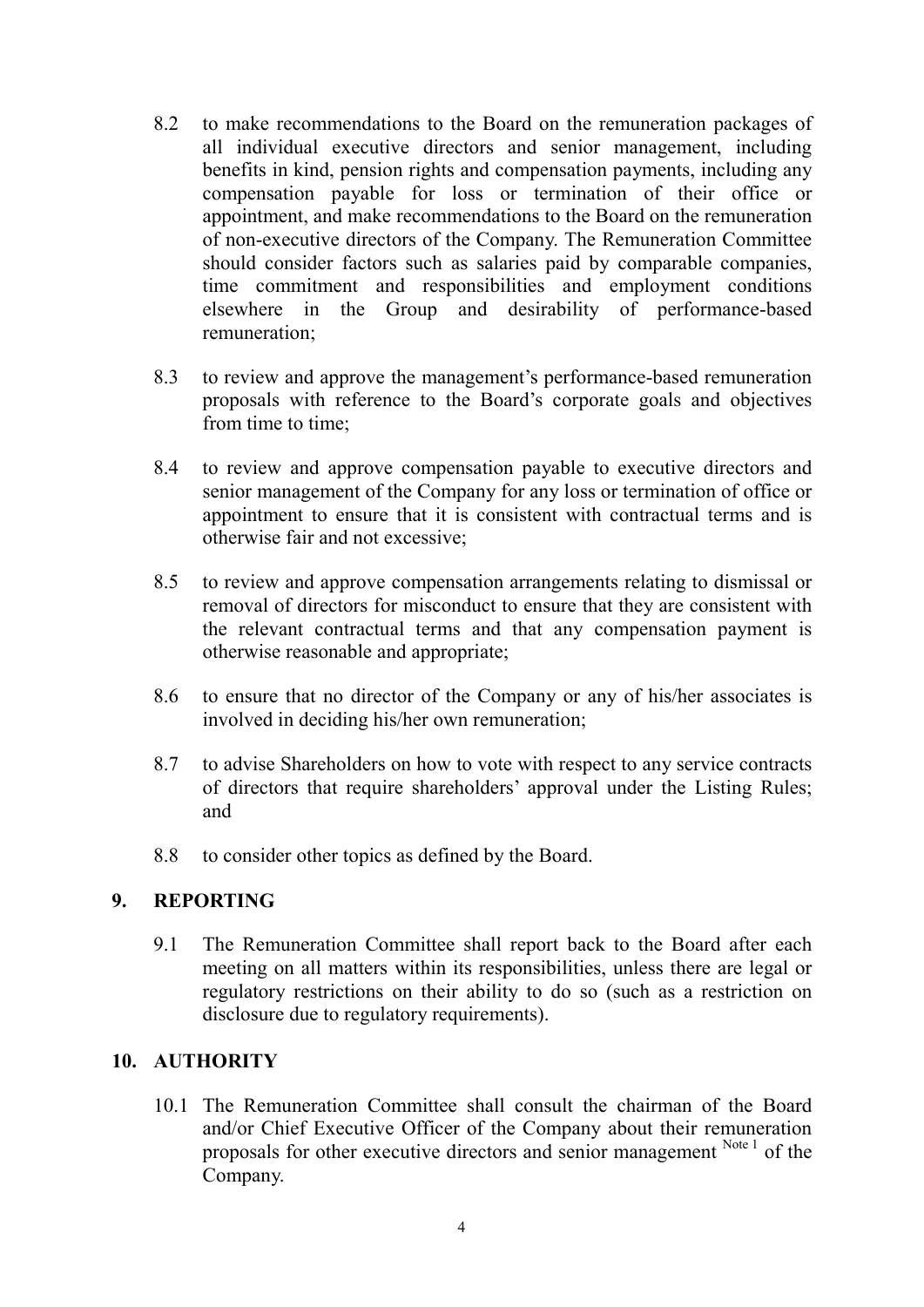8.2 to make recommendations to the Board on the remuneration packages of all individual executive directors and senior management, including benefits in kind, pension rights and compensation payments, including any compensation payable for loss or termination of their office or appointment, and make recommendations to the Board on the remuneration of non-executive directors of the Company. The Remuneration Committee should consider factors such as salaries paid by comparable companies, time commitment and responsibilities and employment conditions elsewhere in the Group and desirability of performance-based remuneration;

8.3 to review and approve the management's performance-based remuneration proposals with reference to the Board's corporate goals and objectives from time to time;

8.4 to review and approve compensation payable to executive directors and senior management of the Company for any loss or termination of office or appointment to ensure that it is consistent with contractual terms and is otherwise fair and not excessive;

8.5 to review and approve compensation arrangements relating to dismissal or removal of directors for misconduct to ensure that they are consistent with the relevant contractual terms and that any compensation payment is otherwise reasonable and appropriate;

8.6 to ensure that no director of the Company or any of his/her associates is involved in deciding his/her own remuneration;

8.7 to advise Shareholders on how to vote with respect to any service contracts of directors that require shareholders' approval under the Listing Rules; and

8.8 to consider other topics as defined by the Board.

## 9. REPORTING

9.1 The Remuneration Committee shall report back to the Board after each meeting on all matters within its responsibilities, unless there are legal or regulatory restrictions on their ability to do so (such as a restriction on disclosure due to regulatory requirements).

## 10. AUTHORITY

10.1 The Remuneration Committee shall consult the chairman of the Board and/or Chief Executive Officer of the Company about their remuneration proposals for other executive directors and senior management [Note 1] of the Company.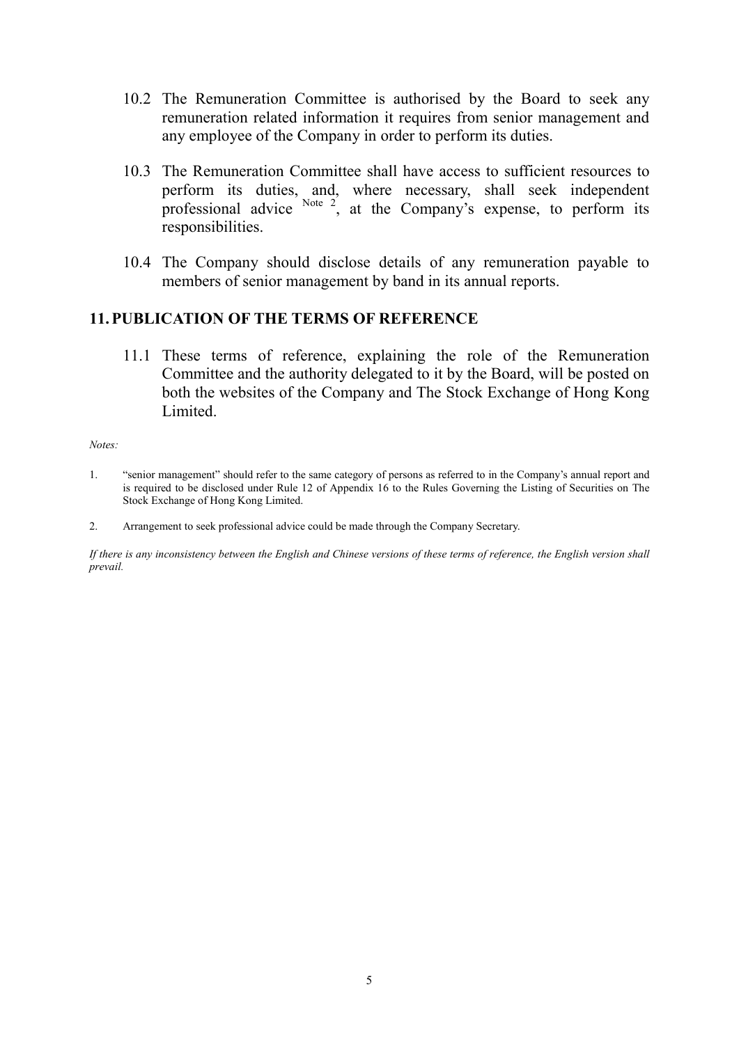10.2 The Remuneration Committee is authorised by the Board to seek any remuneration related information it requires from senior management and any employee of the Company in order to perform its duties.

10.3 The Remuneration Committee shall have access to sufficient resources to perform its duties, and, where necessary, shall seek independent professional advice [Note 2], at the Company's expense, to perform its responsibilities.

10.4 The Company should disclose details of any remuneration payable to members of senior management by band in its annual reports.

## 11. PUBLICATION OF THE TERMS OF REFERENCE

11.1 These terms of reference, explaining the role of the Remuneration Committee and the authority delegated to it by the Board, will be posted on both the websites of the Company and The Stock Exchange of Hong Kong Limited.

*Notes:*

1. "senior management" should refer to the same category of persons as referred to in the Company's annual report and is required to be disclosed under Rule 12 of Appendix 16 to the Rules Governing the Listing of Securities on The Stock Exchange of Hong Kong Limited.

2. Arrangement to seek professional advice could be made through the Company Secretary.

*If there is any inconsistency between the English and Chinese versions of these terms of reference, the English version shall prevail.*